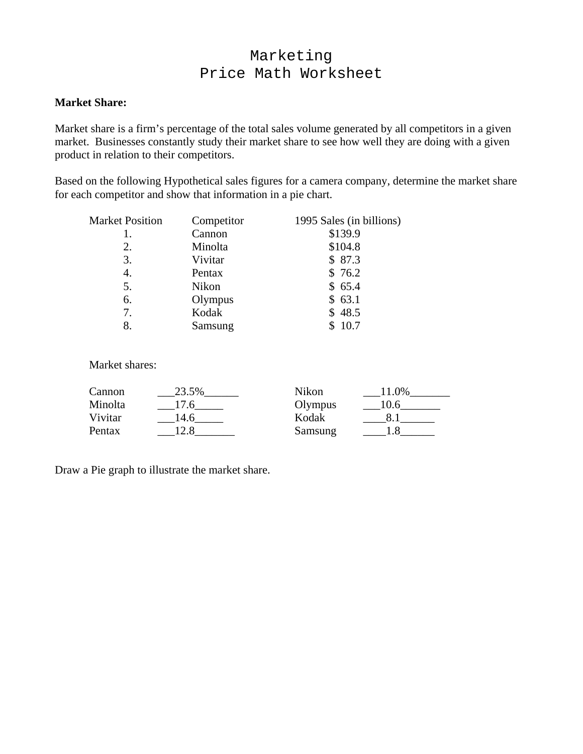# Marketing
# Price Math Worksheet

**Market Share:**

Market share is a firm's percentage of the total sales volume generated by all competitors in a given market. Businesses constantly study their market share to see how well they are doing with a given product in relation to their competitors.

Based on the following Hypothetical sales figures for a camera company, determine the market share for each competitor and show that information in a pie chart.

| Market Position | Competitor | 1995 Sales (in billions) |
|---|---|---|
| 1. | Cannon | $139.9 |
| 2. | Minolta | $104.8 |
| 3. | Vivitar | $ 87.3 |
| 4. | Pentax | $ 76.2 |
| 5. | Nikon | $ 65.4 |
| 6. | Olympus | $ 63.1 |
| 7. | Kodak | $ 48.5 |
| 8. | Samsung | $ 10.7 |

Market shares:

| | | | |
|---|---|---|---|
| Cannon | ___23.5%______ | Nikon | ___11.0%_______ |
| Minolta | ___17.6_____ | Olympus | ___10.6_______ |
| Vivitar | ___14.6_____ | Kodak | ____8.1______ |
| Pentax | ___12.8_______ | Samsung | ____1.8______ |

Draw a Pie graph to illustrate the market share.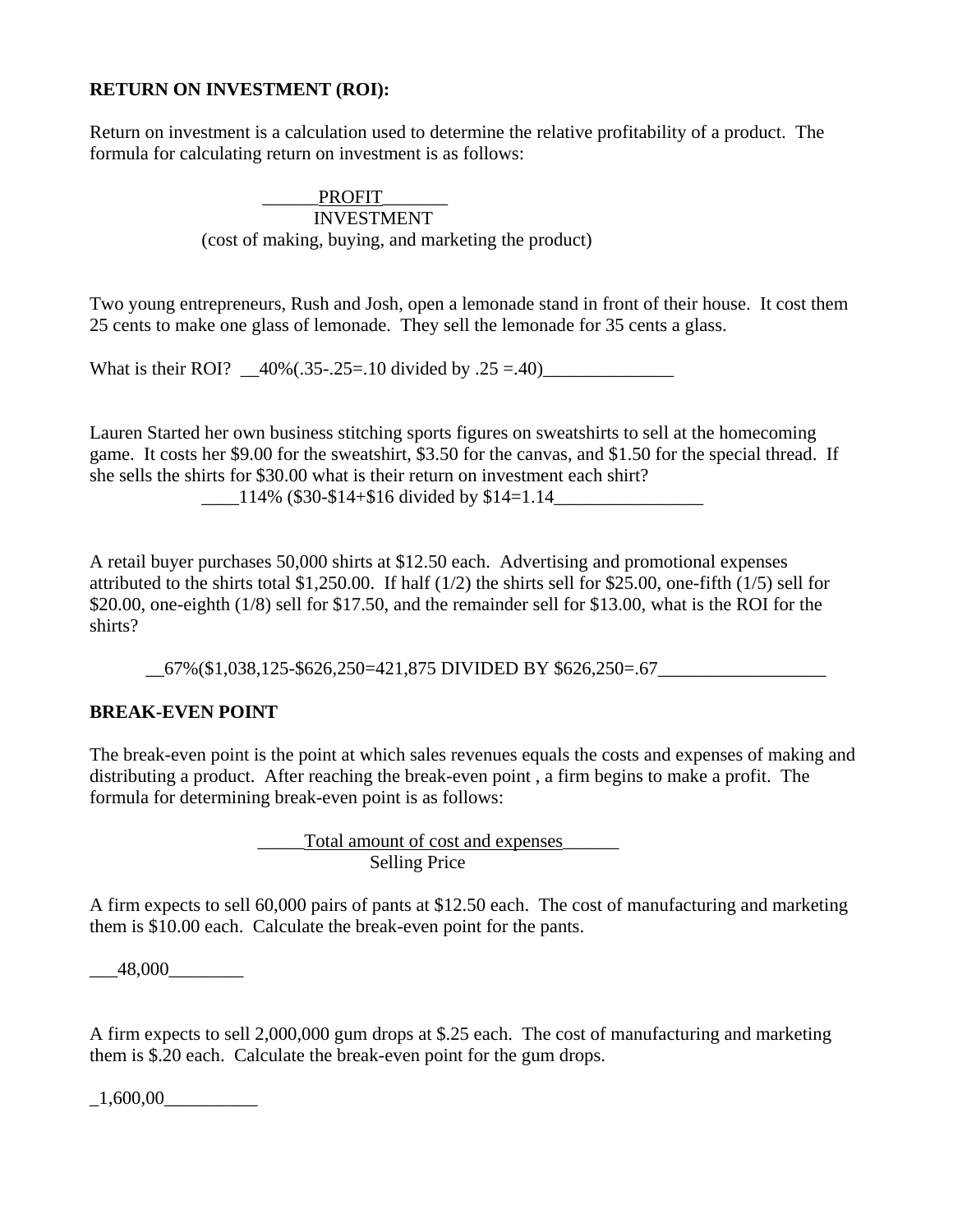**RETURN ON INVESTMENT (ROI):**

Return on investment is a calculation used to determine the relative profitability of a product. The formula for calculating return on investment is as follows:

$$\frac{\text{PROFIT}}{\text{INVESTMENT}}$$

(cost of making, buying, and marketing the product)

Two young entrepreneurs, Rush and Josh, open a lemonade stand in front of their house. It cost them 25 cents to make one glass of lemonade. They sell the lemonade for 35 cents a glass.

What is their ROI? __40%(.35-.25=.10 divided by .25 =.40)______________

Lauren Started her own business stitching sports figures on sweatshirts to sell at the homecoming game. It costs her $9.00 for the sweatshirt, $3.50 for the canvas, and $1.50 for the special thread. If she sells the shirts for $30.00 what is their return on investment each shirt?

____114% ($30-$14+$16 divided by $14=1.14________________

A retail buyer purchases 50,000 shirts at $12.50 each. Advertising and promotional expenses attributed to the shirts total $1,250.00. If half (1/2) the shirts sell for $25.00, one-fifth (1/5) sell for $20.00, one-eighth (1/8) sell for $17.50, and the remainder sell for $13.00, what is the ROI for the shirts?

__67%($1,038,125-$626,250=421,875 DIVIDED BY $626,250=.67__________________

**BREAK-EVEN POINT**

The break-even point is the point at which sales revenues equals the costs and expenses of making and distributing a product. After reaching the break-even point , a firm begins to make a profit. The formula for determining break-even point is as follows:

$$\frac{\text{Total amount of cost and expenses}}{\text{Selling Price}}$$

A firm expects to sell 60,000 pairs of pants at $12.50 each. The cost of manufacturing and marketing them is $10.00 each. Calculate the break-even point for the pants.

___48,000________

A firm expects to sell 2,000,000 gum drops at $.25 each. The cost of manufacturing and marketing them is $.20 each. Calculate the break-even point for the gum drops.

_1,600,00__________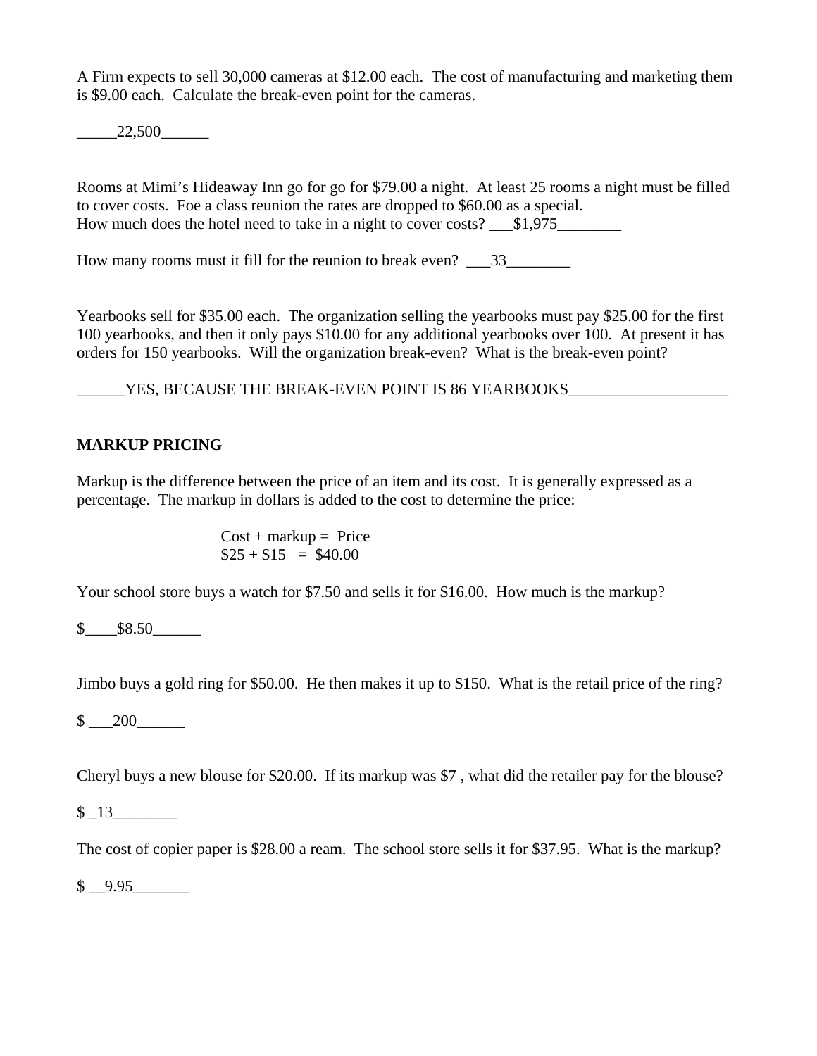A Firm expects to sell 30,000 cameras at $12.00 each.  The cost of manufacturing and marketing them is $9.00 each.  Calculate the break-even point for the cameras.

_____22,500______

Rooms at Mimi's Hideaway Inn go for go for $79.00 a night.  At least 25 rooms a night must be filled to cover costs.  Foe a class reunion the rates are dropped to $60.00 as a special.
How much does the hotel need to take in a night to cover costs? ___$1,975________

How many rooms must it fill for the reunion to break even?  ___33________

Yearbooks sell for $35.00 each.  The organization selling the yearbooks must pay $25.00 for the first 100 yearbooks, and then it only pays $10.00 for any additional yearbooks over 100.  At present it has orders for 150 yearbooks.  Will the organization break-even?  What is the break-even point?

______YES, BECAUSE THE BREAK-EVEN POINT IS 86 YEARBOOKS____________________

**MARKUP PRICING**

Markup is the difference between the price of an item and its cost.  It is generally expressed as a percentage.  The markup in dollars is added to the cost to determine the price:

Cost + markup =  Price
$25 + $15   =  $40.00

Your school store buys a watch for $7.50 and sells it for $16.00.  How much is the markup?

$____$8.50______

Jimbo buys a gold ring for $50.00.  He then makes it up to $150.  What is the retail price of the ring?

$ ___200______

Cheryl buys a new blouse for $20.00.  If its markup was $7 , what did the retailer pay for the blouse?

$ _13________

The cost of copier paper is $28.00 a ream.  The school store sells it for $37.95.  What is the markup?

$ __9.95_______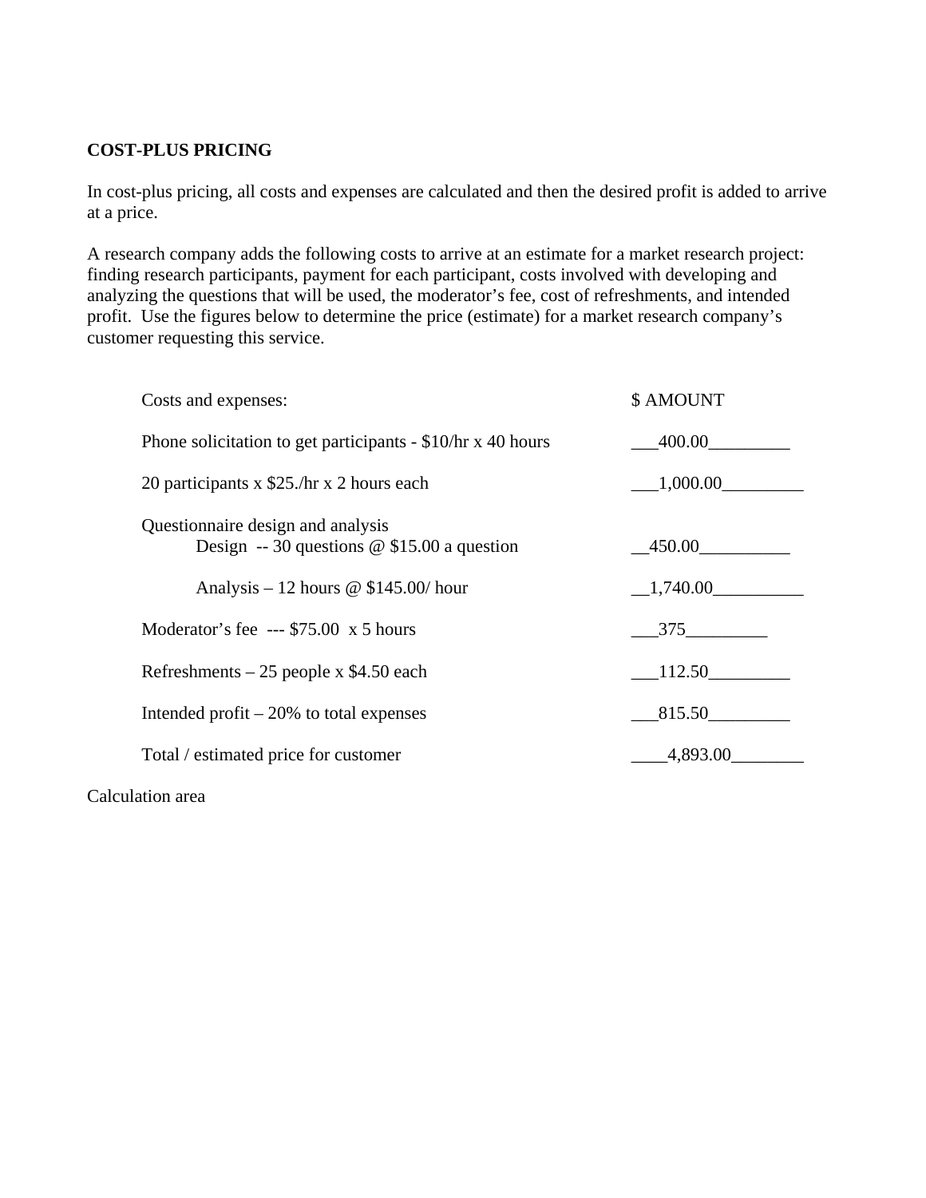**COST-PLUS PRICING**

In cost-plus pricing, all costs and expenses are calculated and then the desired profit is added to arrive at a price.

A research company adds the following costs to arrive at an estimate for a market research project: finding research participants, payment for each participant, costs involved with developing and analyzing the questions that will be used, the moderator's fee, cost of refreshments, and intended profit. Use the figures below to determine the price (estimate) for a market research company's customer requesting this service.

| Costs and expenses: | $ AMOUNT |
|---|---|
| Phone solicitation to get participants - $10/hr x 40 hours | ___400.00_________ |
| 20 participants x $25./hr x 2 hours each | ___1,000.00_________ |
| Questionnaire design and analysis<br>Design -- 30 questions @ $15.00 a question | __450.00__________ |
| Analysis – 12 hours @ $145.00/ hour | __1,740.00__________ |
| Moderator's fee --- $75.00 x 5 hours | ___375_________ |
| Refreshments – 25 people x $4.50 each | ___112.50_________ |
| Intended profit – 20% to total expenses | ___815.50_________ |
| Total / estimated price for customer | ____4,893.00________ |

Calculation area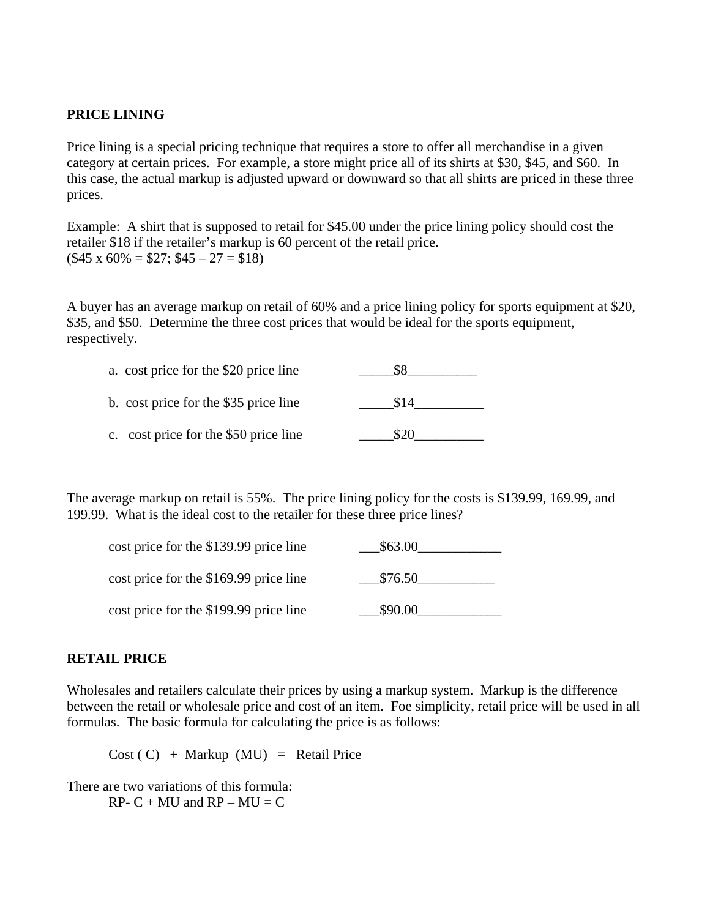**PRICE LINING**

Price lining is a special pricing technique that requires a store to offer all merchandise in a given category at certain prices. For example, a store might price all of its shirts at $30, $45, and $60. In this case, the actual markup is adjusted upward or downward so that all shirts are priced in these three prices.

Example: A shirt that is supposed to retail for $45.00 under the price lining policy should cost the retailer $18 if the retailer's markup is 60 percent of the retail price.
($45 x 60% = $27; $45 – 27 = $18)

A buyer has an average markup on retail of 60% and a price lining policy for sports equipment at $20, $35, and $50. Determine the three cost prices that would be ideal for the sports equipment, respectively.

a. cost price for the $20 price line _____$8__________

b. cost price for the $35 price line _____$14__________

c. cost price for the $50 price line _____$20__________

The average markup on retail is 55%. The price lining policy for the costs is $139.99, 169.99, and 199.99. What is the ideal cost to the retailer for these three price lines?

cost price for the $139.99 price line ___$63.00____________

cost price for the $169.99 price line ___$76.50___________

cost price for the $199.99 price line ___$90.00____________

**RETAIL PRICE**

Wholesales and retailers calculate their prices by using a markup system. Markup is the difference between the retail or wholesale price and cost of an item. Foe simplicity, retail price will be used in all formulas. The basic formula for calculating the price is as follows:

Cost ( C) + Markup (MU) = Retail Price

There are two variations of this formula:
RP- C + MU and RP – MU = C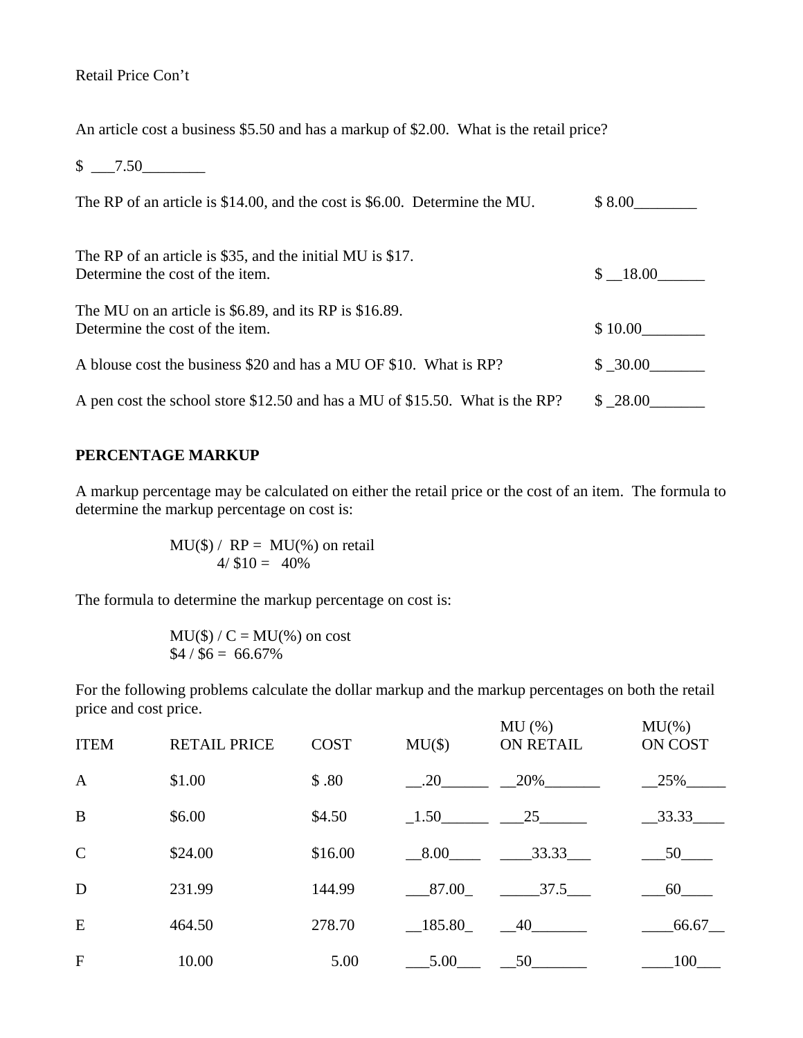Retail Price Con't

An article cost a business $5.50 and has a markup of $2.00. What is the retail price?

$ ___7.50________

The RP of an article is $14.00, and the cost is $6.00. Determine the MU. $ 8.00________

The RP of an article is $35, and the initial MU is $17.
Determine the cost of the item. $ __18.00______

The MU on an article is $6.89, and its RP is $16.89.
Determine the cost of the item. $ 10.00________

A blouse cost the business $20 and has a MU OF $10. What is RP? $ _30.00_______

A pen cost the school store $12.50 and has a MU of $15.50. What is the RP? $ _28.00_______

**PERCENTAGE MARKUP**

A markup percentage may be calculated on either the retail price or the cost of an item. The formula to determine the markup percentage on cost is:

MU($) / RP = MU(%) on retail
4/ $10 = 40%

The formula to determine the markup percentage on cost is:

MU($) / C = MU(%) on cost
$4 / $6 = 66.67%

For the following problems calculate the dollar markup and the markup percentages on both the retail price and cost price.

| ITEM | RETAIL PRICE | COST | MU($) | MU (%) ON RETAIL | MU(%) ON COST |
|---|---|---|---|---|---|
| A | $1.00 | $ .80 | __.20______ | __20%_______ | __25%_____ |
| B | $6.00 | $4.50 | _1.50______ | ___25______ | __33.33____ |
| C | $24.00 | $16.00 | __8.00____ | ____33.33___ | ___50____ |
| D | 231.99 | 144.99 | ___87.00_ | _____37.5___ | ___60____ |
| E | 464.50 | 278.70 | __185.80_ | __40_______ | ____66.67__ |
| F | 10.00 | 5.00 | ___5.00___ | __50_______ | ____100___ |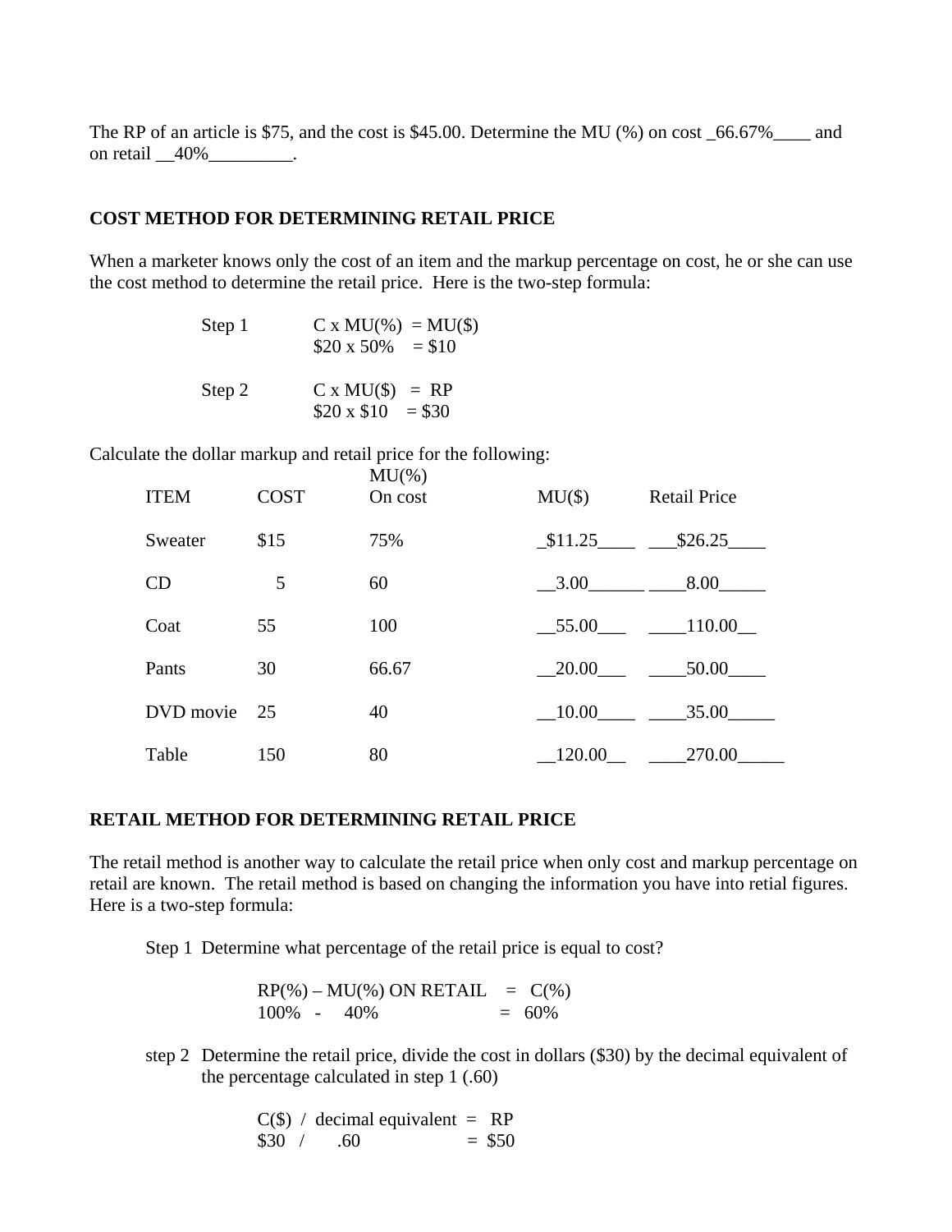The RP of an article is $75, and the cost is $45.00. Determine the MU (%) on cost _66.67%____ and on retail __40%_________.

**COST METHOD FOR DETERMINING RETAIL PRICE**

When a marketer knows only the cost of an item and the markup percentage on cost, he or she can use the cost method to determine the retail price. Here is the two-step formula:

Step 1 C x MU(%) = MU($)
$20 x 50% = $10

Step 2 C x MU($) = RP
$20 x $10 = $30

Calculate the dollar markup and retail price for the following:

| ITEM | COST | MU(%) On cost | MU($) | Retail Price |
|---|---|---|---|---|
| Sweater | $15 | 75% | _$11.25____ | ___$26.25____ |
| CD | 5 | 60 | __3.00______ | ____8.00_____ |
| Coat | 55 | 100 | __55.00___ | ____110.00__ |
| Pants | 30 | 66.67 | __20.00___ | ____50.00____ |
| DVD movie | 25 | 40 | __10.00____ | ____35.00_____ |
| Table | 150 | 80 | __120.00__ | ____270.00_____ |

**RETAIL METHOD FOR DETERMINING RETAIL PRICE**

The retail method is another way to calculate the retail price when only cost and markup percentage on retail are known. The retail method is based on changing the information you have into retial figures. Here is a two-step formula:

Step 1 Determine what percentage of the retail price is equal to cost?

RP(%) – MU(%) ON RETAIL = C(%)
100% - 40% = 60%

step 2 Determine the retail price, divide the cost in dollars ($30) by the decimal equivalent of the percentage calculated in step 1 (.60)

C($) / decimal equivalent = RP
$30 / .60 = $50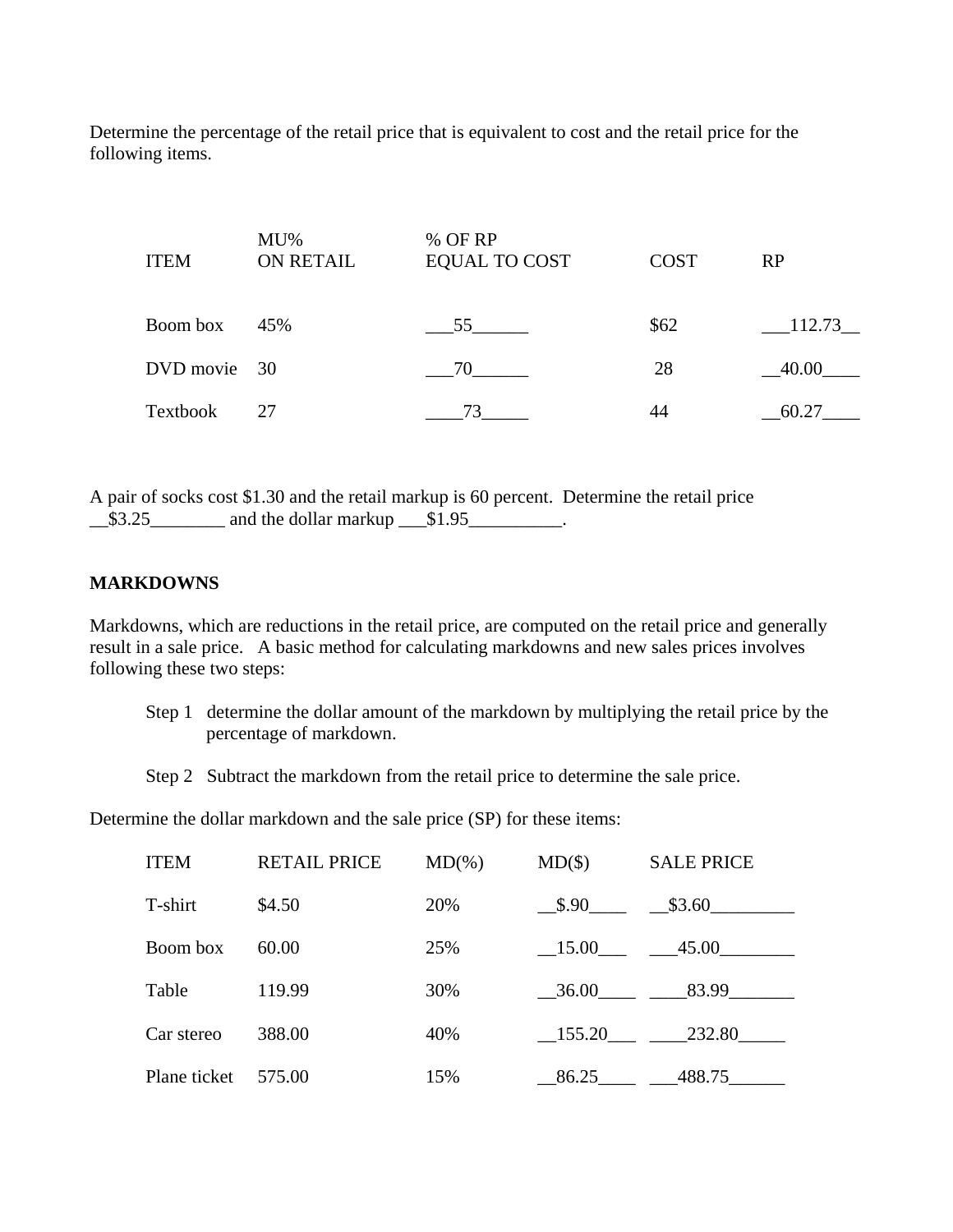Determine the percentage of the retail price that is equivalent to cost and the retail price for the following items.

| ITEM | MU% ON RETAIL | % OF RP EQUAL TO COST | COST | RP |
|---|---|---|---|---|
| Boom box | 45% | \_\_\_55\_\_\_\_\_\_ | $62 | \_\_\_112.73\_\_ |
| DVD movie | 30 | \_\_\_70\_\_\_\_\_\_ | 28 | \_\_40.00\_\_\_\_ |
| Textbook | 27 | \_\_\_\_73\_\_\_\_\_ | 44 | \_\_60.27\_\_\_\_ |

A pair of socks cost $1.30 and the retail markup is 60 percent. Determine the retail price \_\_$3.25\_\_\_\_\_\_\_\_ and the dollar markup \_\_\_$1.95\_\_\_\_\_\_\_\_\_\_.

**MARKDOWNS**

Markdowns, which are reductions in the retail price, are computed on the retail price and generally result in a sale price. A basic method for calculating markdowns and new sales prices involves following these two steps:

Step 1 determine the dollar amount of the markdown by multiplying the retail price by the percentage of markdown.

Step 2 Subtract the markdown from the retail price to determine the sale price.

Determine the dollar markdown and the sale price (SP) for these items:

| ITEM | RETAIL PRICE | MD(%) | MD($) | SALE PRICE |
|---|---|---|---|---|
| T-shirt | $4.50 | 20% | \_\_$.90\_\_\_\_ | \_\_$3.60\_\_\_\_\_\_\_\_\_ |
| Boom box | 60.00 | 25% | \_\_15.00\_\_\_ | \_\_\_45.00\_\_\_\_\_\_\_\_ |
| Table | 119.99 | 30% | \_\_36.00\_\_\_\_ | \_\_\_\_83.99\_\_\_\_\_\_\_ |
| Car stereo | 388.00 | 40% | \_\_155.20\_\_\_ | \_\_\_\_232.80\_\_\_\_\_ |
| Plane ticket | 575.00 | 15% | \_\_86.25\_\_\_\_ | \_\_\_488.75\_\_\_\_\_\_ |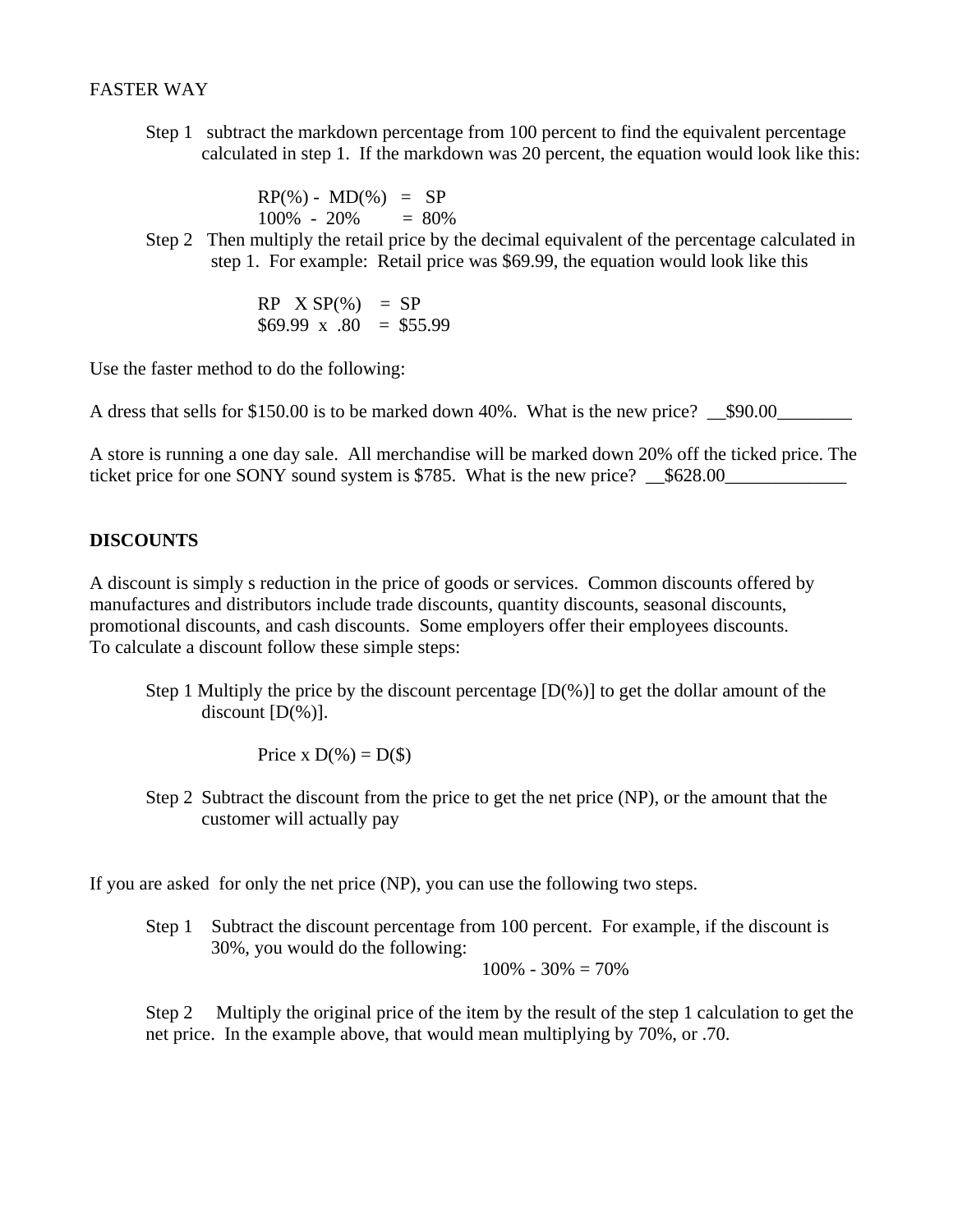FASTER WAY

Step 1 subtract the markdown percentage from 100 percent to find the equivalent percentage calculated in step 1. If the markdown was 20 percent, the equation would look like this:

RP(%) - MD(%) = SP
100% - 20% = 80%

Step 2 Then multiply the retail price by the decimal equivalent of the percentage calculated in step 1. For example: Retail price was $69.99, the equation would look like this

RP X SP(%) = SP
$69.99 x .80 = $55.99

Use the faster method to do the following:

A dress that sells for $150.00 is to be marked down 40%. What is the new price? __$90.00________

A store is running a one day sale. All merchandise will be marked down 20% off the ticked price. The ticket price for one SONY sound system is $785. What is the new price? __$628.00_____________

**DISCOUNTS**

A discount is simply s reduction in the price of goods or services. Common discounts offered by manufactures and distributors include trade discounts, quantity discounts, seasonal discounts, promotional discounts, and cash discounts. Some employers offer their employees discounts. To calculate a discount follow these simple steps:

Step 1 Multiply the price by the discount percentage [D(%)] to get the dollar amount of the discount [D(%)].

Price x D(%) = D($)

Step 2 Subtract the discount from the price to get the net price (NP), or the amount that the customer will actually pay

If you are asked for only the net price (NP), you can use the following two steps.

Step 1 Subtract the discount percentage from 100 percent. For example, if the discount is 30%, you would do the following:

100% - 30% = 70%

Step 2 Multiply the original price of the item by the result of the step 1 calculation to get the net price. In the example above, that would mean multiplying by 70%, or .70.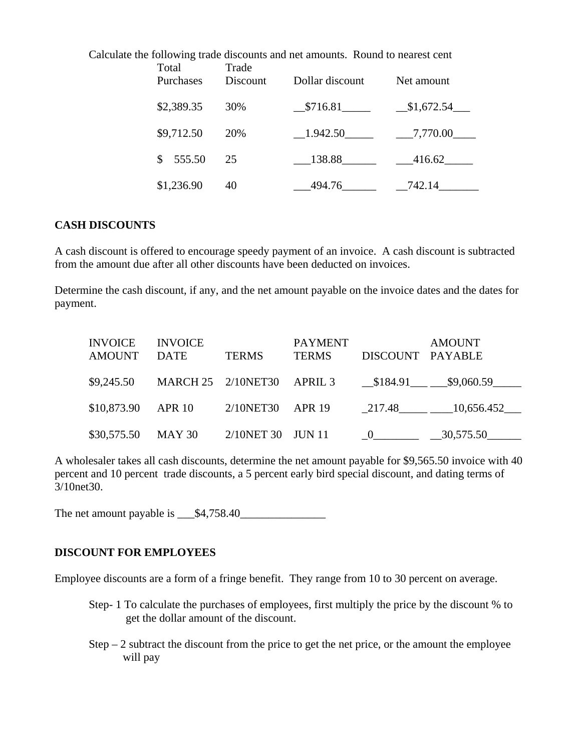Calculate the following trade discounts and net amounts. Round to nearest cent

| Total Purchases | Trade Discount | Dollar discount | Net amount |
|---|---|---|---|
| $2,389.35 | 30% | __$716.81_____ | __$1,672.54___ |
| $9,712.50 | 20% | __1.942.50_____ | ___7,770.00____ |
| $ 555.50 | 25 | ___138.88______ | ___416.62_____ |
| $1,236.90 | 40 | ___494.76______ | __742.14_______ |

**CASH DISCOUNTS**

A cash discount is offered to encourage speedy payment of an invoice. A cash discount is subtracted from the amount due after all other discounts have been deducted on invoices.

Determine the cash discount, if any, and the net amount payable on the invoice dates and the dates for payment.

| INVOICE AMOUNT | INVOICE DATE | TERMS | PAYMENT TERMS | DISCOUNT | AMOUNT PAYABLE |
|---|---|---|---|---|---|
| $9,245.50 | MARCH 25 | 2/10NET30 | APRIL 3 | __$184.91___ | ___$9,060.59_____ |
| $10,873.90 | APR 10 | 2/10NET30 | APR 19 | _217.48_____ | ____10,656.452___ |
| $30,575.50 | MAY 30 | 2/10NET 30 | JUN 11 | _0________ | __30,575.50______ |

A wholesaler takes all cash discounts, determine the net amount payable for $9,565.50 invoice with 40 percent and 10 percent trade discounts, a 5 percent early bird special discount, and dating terms of 3/10net30.

The net amount payable is ___$4,758.40_______________

**DISCOUNT FOR EMPLOYEES**

Employee discounts are a form of a fringe benefit. They range from 10 to 30 percent on average.

Step- 1 To calculate the purchases of employees, first multiply the price by the discount % to get the dollar amount of the discount.

Step – 2 subtract the discount from the price to get the net price, or the amount the employee will pay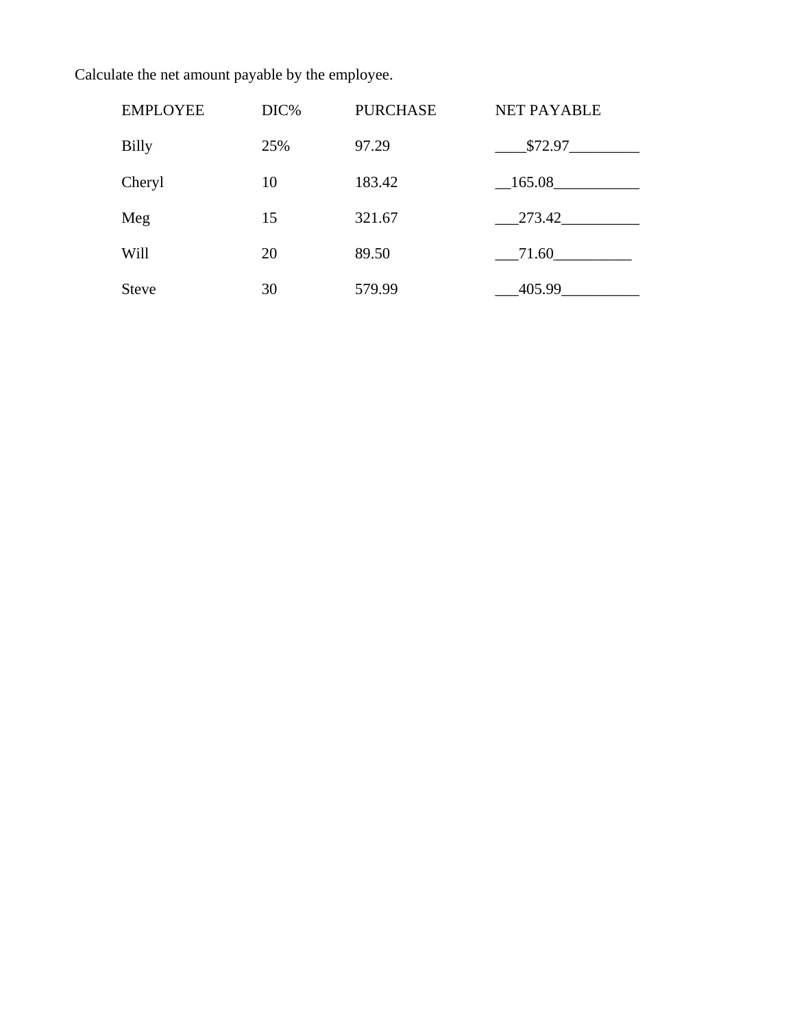Calculate the net amount payable by the employee.

| EMPLOYEE | DIC% | PURCHASE | NET PAYABLE |
|---|---|---|---|
| Billy | 25% | 97.29 | ____$72.97_________ |
| Cheryl | 10 | 183.42 | __165.08___________ |
| Meg | 15 | 321.67 | ___273.42__________ |
| Will | 20 | 89.50 | ___71.60__________ |
| Steve | 30 | 579.99 | ___405.99__________ |